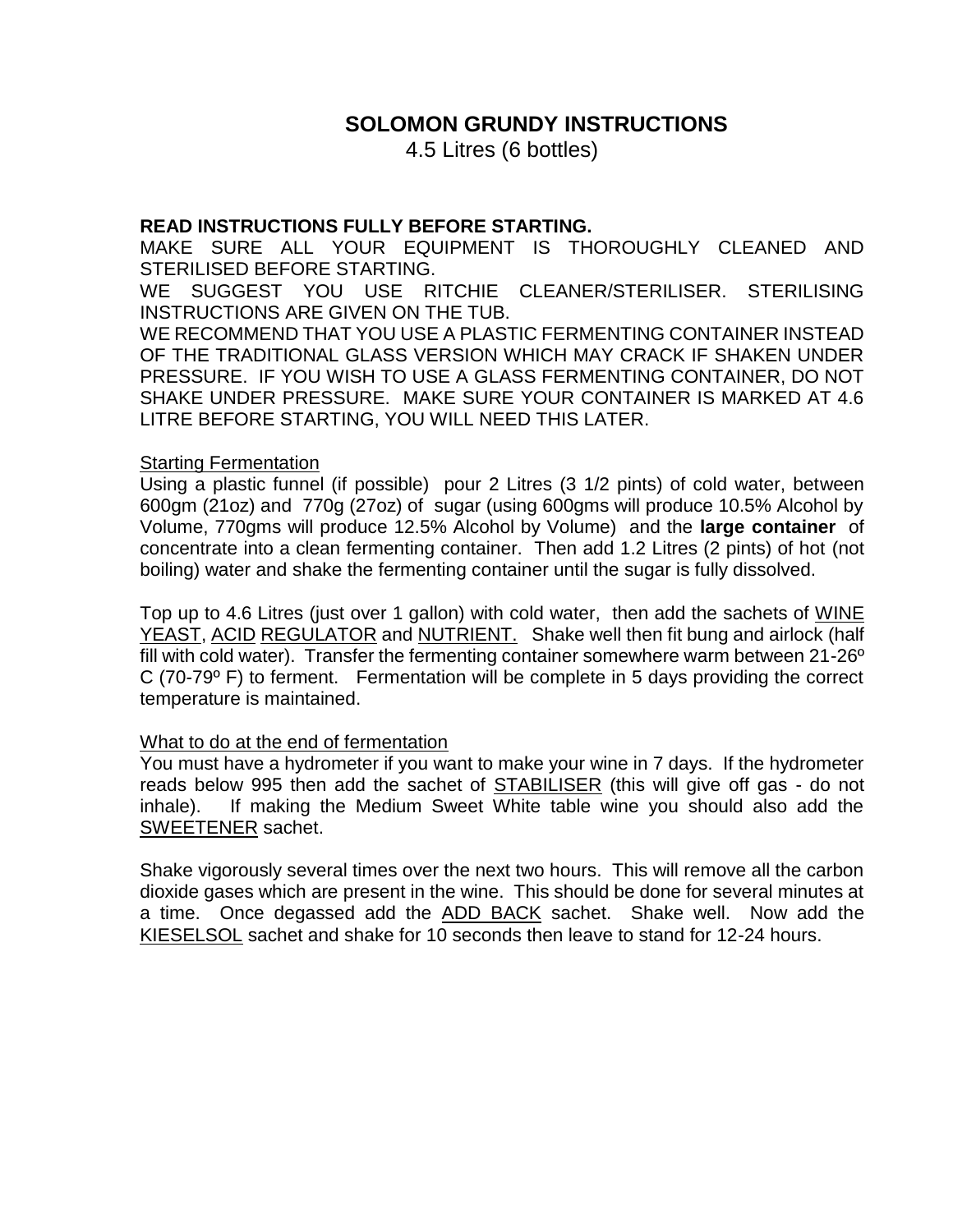# SOLOMON GRUNDY INSTRUCTIONS

4.5 Litres (6 bottles)

**READ INSTRUCTIONS FULLY BEFORE STARTING.**

MAKE SURE ALL YOUR EQUIPMENT IS THOROUGHLY CLEANED AND STERILISED BEFORE STARTING.

WE SUGGEST YOU USE RITCHIE CLEANER/STERILISER. STERILISING INSTRUCTIONS ARE GIVEN ON THE TUB.

WE RECOMMEND THAT YOU USE A PLASTIC FERMENTING CONTAINER INSTEAD OF THE TRADITIONAL GLASS VERSION WHICH MAY CRACK IF SHAKEN UNDER PRESSURE. IF YOU WISH TO USE A GLASS FERMENTING CONTAINER, DO NOT SHAKE UNDER PRESSURE. MAKE SURE YOUR CONTAINER IS MARKED AT 4.6 LITRE BEFORE STARTING, YOU WILL NEED THIS LATER.

## Starting Fermentation

Using a plastic funnel (if possible) pour 2 Litres (3 1/2 pints) of cold water, between 600gm (21oz) and 770g (27oz) of sugar (using 600gms will produce 10.5% Alcohol by Volume, 770gms will produce 12.5% Alcohol by Volume) and the **large container** of concentrate into a clean fermenting container. Then add 1.2 Litres (2 pints) of hot (not boiling) water and shake the fermenting container until the sugar is fully dissolved.

Top up to 4.6 Litres (just over 1 gallon) with cold water, then add the sachets of WINE YEAST, ACID REGULATOR and NUTRIENT. Shake well then fit bung and airlock (half fill with cold water). Transfer the fermenting container somewhere warm between 21-26º C (70-79º F) to ferment. Fermentation will be complete in 5 days providing the correct temperature is maintained.

## What to do at the end of fermentation

You must have a hydrometer if you want to make your wine in 7 days. If the hydrometer reads below 995 then add the sachet of STABILISER (this will give off gas - do not inhale). If making the Medium Sweet White table wine you should also add the SWEETENER sachet.

Shake vigorously several times over the next two hours. This will remove all the carbon dioxide gases which are present in the wine. This should be done for several minutes at a time. Once degassed add the ADD BACK sachet. Shake well. Now add the KIESELSOL sachet and shake for 10 seconds then leave to stand for 12-24 hours.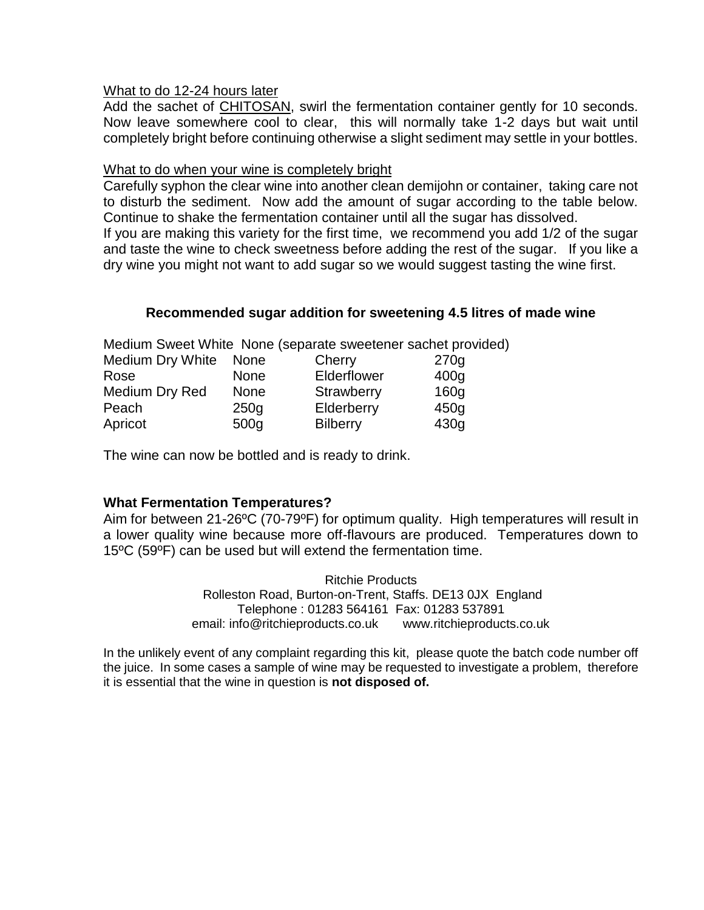What to do 12-24 hours later

Add the sachet of CHITOSAN, swirl the fermentation container gently for 10 seconds. Now leave somewhere cool to clear, this will normally take 1-2 days but wait until completely bright before continuing otherwise a slight sediment may settle in your bottles.

What to do when your wine is completely bright

Carefully syphon the clear wine into another clean demijohn or container, taking care not to disturb the sediment. Now add the amount of sugar according to the table below. Continue to shake the fermentation container until all the sugar has dissolved.
If you are making this variety for the first time, we recommend you add 1/2 of the sugar and taste the wine to check sweetness before adding the rest of the sugar. If you like a dry wine you might not want to add sugar so we would suggest tasting the wine first.

**Recommended sugar addition for sweetening 4.5 litres of made wine**

Medium Sweet White None (separate sweetener sachet provided)

| | | | |
|---|---|---|---|
| Medium Dry White | None | Cherry | 270g |
| Rose | None | Elderflower | 400g |
| Medium Dry Red | None | Strawberry | 160g |
| Peach | 250g | Elderberry | 450g |
| Apricot | 500g | Bilberry | 430g |

The wine can now be bottled and is ready to drink.

**What Fermentation Temperatures?**

Aim for between 21-26ºC (70-79ºF) for optimum quality. High temperatures will result in a lower quality wine because more off-flavours are produced. Temperatures down to 15ºC (59ºF) can be used but will extend the fermentation time.

Ritchie Products
Rolleston Road, Burton-on-Trent, Staffs. DE13 0JX England
Telephone : 01283 564161 Fax: 01283 537891
email: info@ritchieproducts.co.uk www.ritchieproducts.co.uk

In the unlikely event of any complaint regarding this kit, please quote the batch code number off the juice. In some cases a sample of wine may be requested to investigate a problem, therefore it is essential that the wine in question is **not disposed of.**